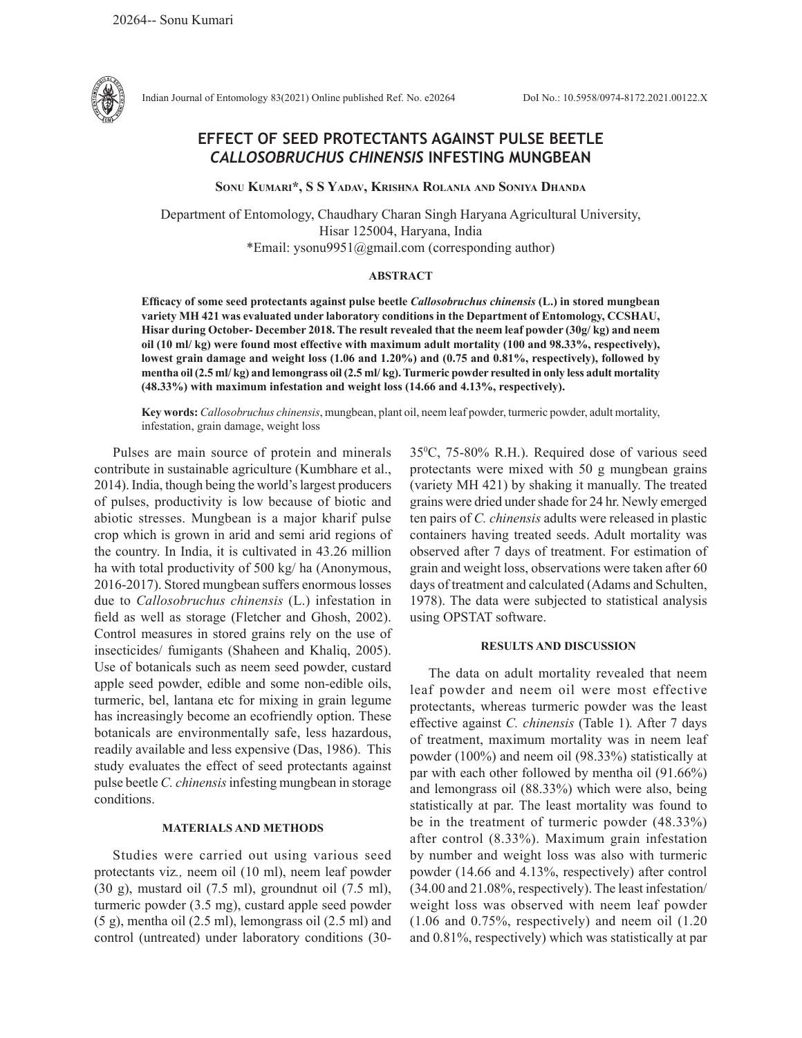# EFFECT OF SEED PROTECTANTS AGAINST PULSE BEETLE *CALLOSOBRUCHUS CHINENSIS* INFESTING MUNGBEAN

**Sonu Kumari\*, S S Yadav, Krishna Rolania and Soniya Dhanda**

Department of Entomology, Chaudhary Charan Singh Haryana Agricultural University, Hisar 125004, Haryana, India
\*Email: ysonu9951@gmail.com (corresponding author)

## ABSTRACT

**Efficacy of some seed protectants against pulse beetle *Callosobruchus chinensis* (L.) in stored mungbean variety MH 421 was evaluated under laboratory conditions in the Department of Entomology, CCSHAU, Hisar during October- December 2018. The result revealed that the neem leaf powder (30g/ kg) and neem oil (10 ml/ kg) were found most effective with maximum adult mortality (100 and 98.33%, respectively), lowest grain damage and weight loss (1.06 and 1.20%) and (0.75 and 0.81%, respectively), followed by mentha oil (2.5 ml/ kg) and lemongrass oil (2.5 ml/ kg). Turmeric powder resulted in only less adult mortality (48.33%) with maximum infestation and weight loss (14.66 and 4.13%, respectively).**

**Key words:** *Callosobruchus chinensis*, mungbean, plant oil, neem leaf powder, turmeric powder, adult mortality, infestation, grain damage, weight loss

Pulses are main source of protein and minerals contribute in sustainable agriculture (Kumbhare et al., 2014). India, though being the world's largest producers of pulses, productivity is low because of biotic and abiotic stresses. Mungbean is a major kharif pulse crop which is grown in arid and semi arid regions of the country. In India, it is cultivated in 43.26 million ha with total productivity of 500 kg/ ha (Anonymous, 2016-2017). Stored mungbean suffers enormous losses due to *Callosobruchus chinensis* (L.) infestation in field as well as storage (Fletcher and Ghosh, 2002). Control measures in stored grains rely on the use of insecticides/ fumigants (Shaheen and Khaliq, 2005). Use of botanicals such as neem seed powder, custard apple seed powder, edible and some non-edible oils, turmeric, bel, lantana etc for mixing in grain legume has increasingly become an ecofriendly option. These botanicals are environmentally safe, less hazardous, readily available and less expensive (Das, 1986). This study evaluates the effect of seed protectants against pulse beetle *C. chinensis* infesting mungbean in storage conditions.

## MATERIALS AND METHODS

Studies were carried out using various seed protectants viz*.,* neem oil (10 ml), neem leaf powder (30 g), mustard oil (7.5 ml), groundnut oil (7.5 ml), turmeric powder (3.5 mg), custard apple seed powder (5 g), mentha oil (2.5 ml), lemongrass oil (2.5 ml) and control (untreated) under laboratory conditions (30-35$^0$C, 75-80% R.H.). Required dose of various seed protectants were mixed with 50 g mungbean grains (variety MH 421) by shaking it manually. The treated grains were dried under shade for 24 hr. Newly emerged ten pairs of *C. chinensis* adults were released in plastic containers having treated seeds. Adult mortality was observed after 7 days of treatment. For estimation of grain and weight loss, observations were taken after 60 days of treatment and calculated (Adams and Schulten, 1978). The data were subjected to statistical analysis using OPSTAT software.

## RESULTS AND DISCUSSION

The data on adult mortality revealed that neem leaf powder and neem oil were most effective protectants, whereas turmeric powder was the least effective against *C. chinensis* (Table 1)*.* After 7 days of treatment, maximum mortality was in neem leaf powder (100%) and neem oil (98.33%) statistically at par with each other followed by mentha oil (91.66%) and lemongrass oil (88.33%) which were also, being statistically at par. The least mortality was found to be in the treatment of turmeric powder (48.33%) after control (8.33%). Maximum grain infestation by number and weight loss was also with turmeric powder (14.66 and 4.13%, respectively) after control (34.00 and 21.08%, respectively). The least infestation/ weight loss was observed with neem leaf powder (1.06 and 0.75%, respectively) and neem oil (1.20 and 0.81%, respectively) which was statistically at par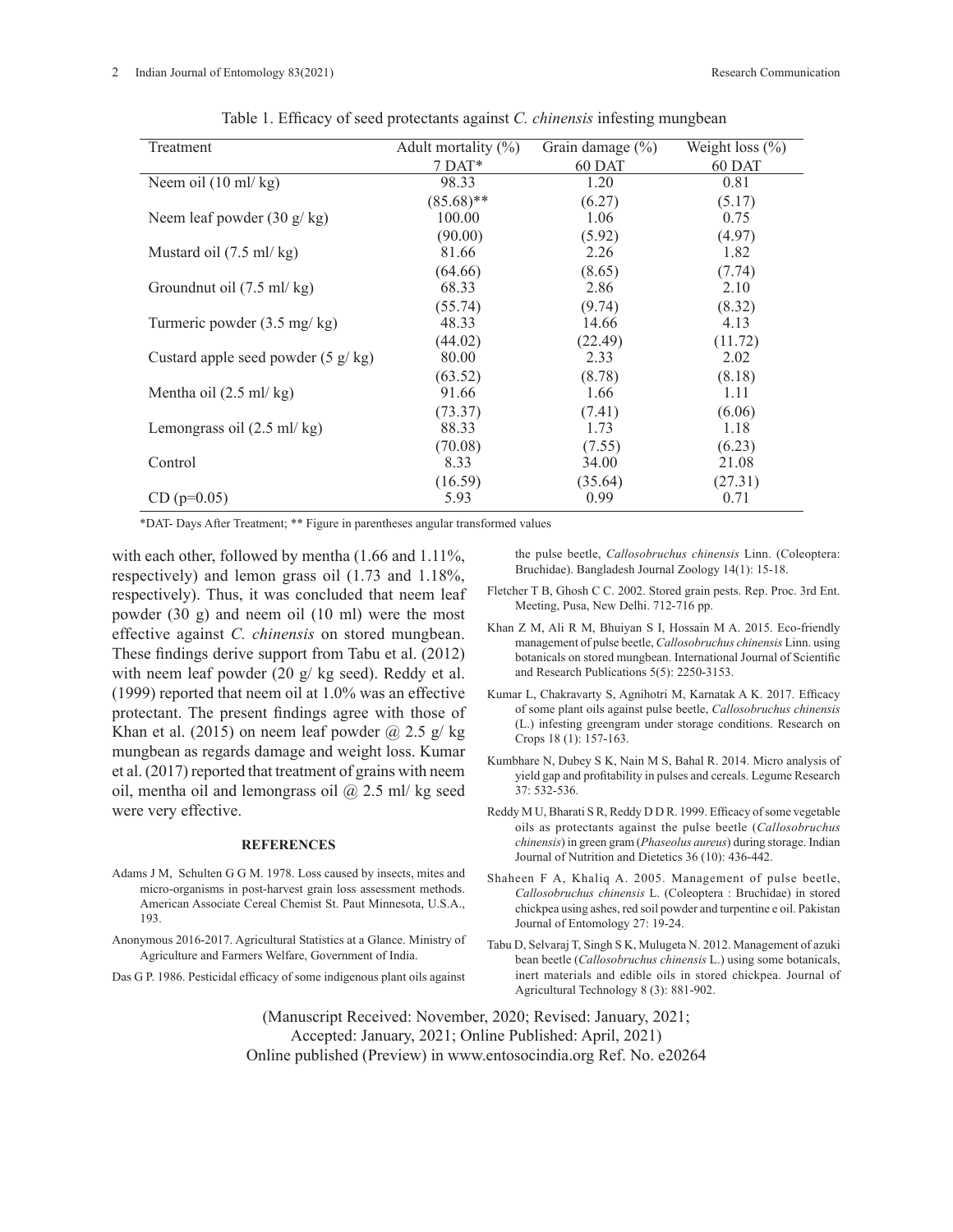Table 1. Efficacy of seed protectants against *C. chinensis* infesting mungbean

| Treatment | Adult mortality (%) 7 DAT* | Grain damage (%) 60 DAT | Weight loss (%) 60 DAT |
|---|---|---|---|
| Neem oil (10 ml/ kg) | 98.33 (85.68)** | 1.20 (6.27) | 0.81 (5.17) |
| Neem leaf powder (30 g/ kg) | 100.00 (90.00) | 1.06 (5.92) | 0.75 (4.97) |
| Mustard oil (7.5 ml/ kg) | 81.66 (64.66) | 2.26 (8.65) | 1.82 (7.74) |
| Groundnut oil (7.5 ml/ kg) | 68.33 (55.74) | 2.86 (9.74) | 2.10 (8.32) |
| Turmeric powder (3.5 mg/ kg) | 48.33 (44.02) | 14.66 (22.49) | 4.13 (11.72) |
| Custard apple seed powder (5 g/ kg) | 80.00 (63.52) | 2.33 (8.78) | 2.02 (8.18) |
| Mentha oil (2.5 ml/ kg) | 91.66 (73.37) | 1.66 (7.41) | 1.11 (6.06) |
| Lemongrass oil (2.5 ml/ kg) | 88.33 (70.08) | 1.73 (7.55) | 1.18 (6.23) |
| Control | 8.33 (16.59) | 34.00 (35.64) | 21.08 (27.31) |
| CD (p=0.05) | 5.93 | 0.99 | 0.71 |

*DAT- Days After Treatment; ** Figure in parentheses angular transformed values

with each other, followed by mentha (1.66 and 1.11%, respectively) and lemon grass oil (1.73 and 1.18%, respectively). Thus, it was concluded that neem leaf powder (30 g) and neem oil (10 ml) were the most effective against *C. chinensis* on stored mungbean. These findings derive support from Tabu et al. (2012) with neem leaf powder (20 g/ kg seed). Reddy et al. (1999) reported that neem oil at 1.0% was an effective protectant. The present findings agree with those of Khan et al. (2015) on neem leaf powder @ 2.5 g/ kg mungbean as regards damage and weight loss. Kumar et al. (2017) reported that treatment of grains with neem oil, mentha oil and lemongrass oil @ 2.5 ml/ kg seed were very effective.

## REFERENCES

Adams J M, Schulten G G M. 1978. Loss caused by insects, mites and micro-organisms in post-harvest grain loss assessment methods. American Associate Cereal Chemist St. Paut Minnesota, U.S.A., 193.

Anonymous 2016-2017. Agricultural Statistics at a Glance. Ministry of Agriculture and Farmers Welfare, Government of India.

Das G P. 1986. Pesticidal efficacy of some indigenous plant oils against the pulse beetle, *Callosobruchus chinensis* Linn. (Coleoptera: Bruchidae). Bangladesh Journal Zoology 14(1): 15-18.

Fletcher T B, Ghosh C C. 2002. Stored grain pests. Rep. Proc. 3rd Ent. Meeting, Pusa, New Delhi. 712-716 pp.

Khan Z M, Ali R M, Bhuiyan S I, Hossain M A. 2015. Eco-friendly management of pulse beetle, *Callosobruchus chinensis* Linn. using botanicals on stored mungbean. International Journal of Scientific and Research Publications 5(5): 2250-3153.

Kumar L, Chakravarty S, Agnihotri M, Karnatak A K. 2017. Efficacy of some plant oils against pulse beetle, *Callosobruchus chinensis* (L.) infesting greengram under storage conditions. Research on Crops 18 (1): 157-163.

Kumbhare N, Dubey S K, Nain M S, Bahal R. 2014. Micro analysis of yield gap and profitability in pulses and cereals. Legume Research 37: 532-536.

Reddy M U, Bharati S R, Reddy D D R. 1999. Efficacy of some vegetable oils as protectants against the pulse beetle (*Callosobruchus chinensis*) in green gram (*Phaseolus aureus*) during storage. Indian Journal of Nutrition and Dietetics 36 (10): 436-442.

Shaheen F A, Khaliq A. 2005. Management of pulse beetle, *Callosobruchus chinensis* L. (Coleoptera : Bruchidae) in stored chickpea using ashes, red soil powder and turpentine e oil. Pakistan Journal of Entomology 27: 19-24.

Tabu D, Selvaraj T, Singh S K, Mulugeta N. 2012. Management of azuki bean beetle (*Callosobruchus chinensis* L.) using some botanicals, inert materials and edible oils in stored chickpea. Journal of Agricultural Technology 8 (3): 881-902.

(Manuscript Received: November, 2020; Revised: January, 2021; Accepted: January, 2021; Online Published: April, 2021)
Online published (Preview) in www.entosocindia.org Ref. No. e20264